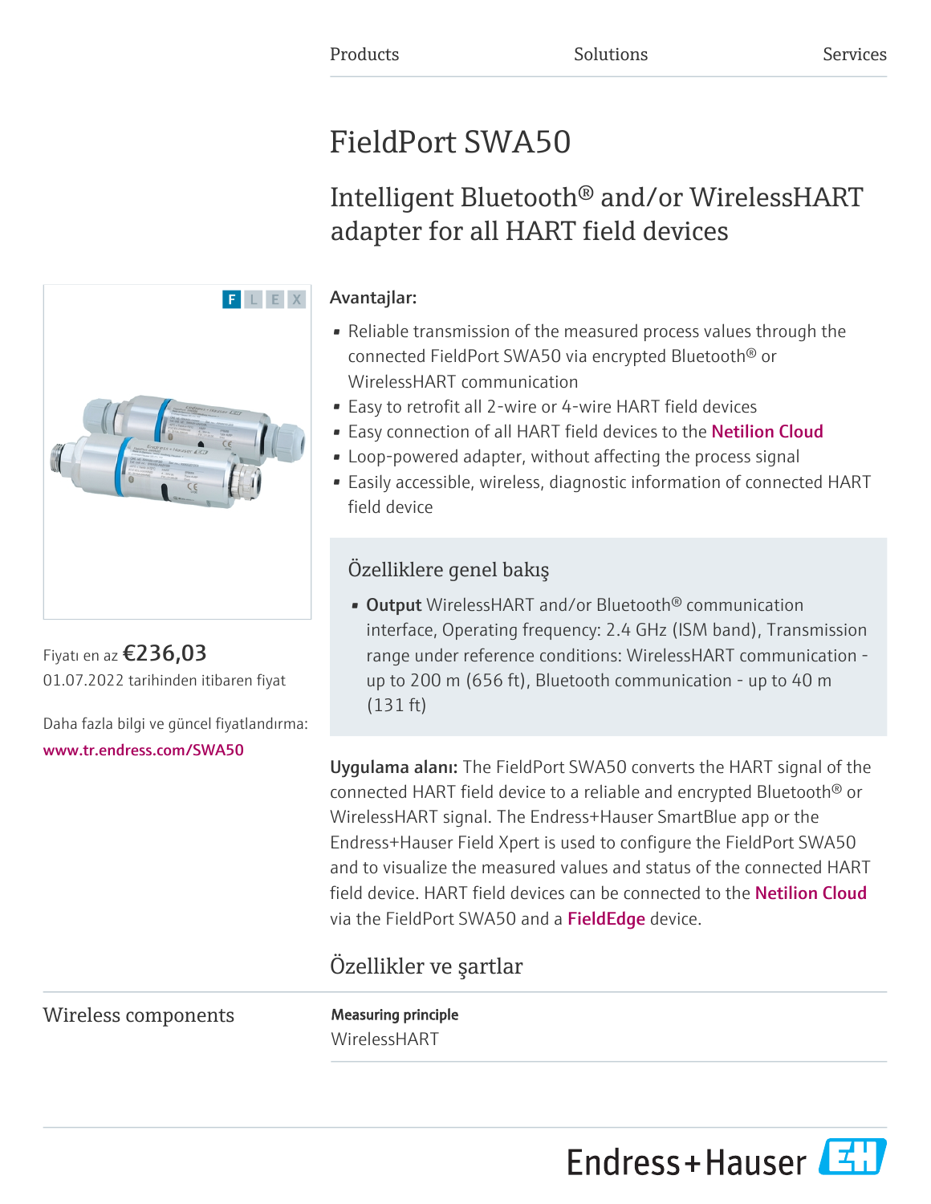Products Solutions Services

# FieldPort SWA50

## Intelligent Bluetooth® and/or WirelessHART adapter for all HART field devices

F L E X

Fiyatı en az **€236,03**
01.07.2022 tarihinden itibaren fiyat

Daha fazla bilgi ve güncel fiyatlandırma:
www.tr.endress.com/SWA50

**Avantajlar:**

- Reliable transmission of the measured process values through the connected FieldPort SWA50 via encrypted Bluetooth® or WirelessHART communication
- Easy to retrofit all 2-wire or 4-wire HART field devices
- Easy connection of all HART field devices to the Netilion Cloud
- Loop-powered adapter, without affecting the process signal
- Easily accessible, wireless, diagnostic information of connected HART field device

### Özelliklere genel bakış

- **Output** WirelessHART and/or Bluetooth® communication interface, Operating frequency: 2.4 GHz (ISM band), Transmission range under reference conditions: WirelessHART communication - up to 200 m (656 ft), Bluetooth communication - up to 40 m (131 ft)

**Uygulama alanı:** The FieldPort SWA50 converts the HART signal of the connected HART field device to a reliable and encrypted Bluetooth® or WirelessHART signal. The Endress+Hauser SmartBlue app or the Endress+Hauser Field Xpert is used to configure the FieldPort SWA50 and to visualize the measured values and status of the connected HART field device. HART field devices can be connected to the Netilion Cloud via the FieldPort SWA50 and a FieldEdge device.

## Özellikler ve şartlar

### Wireless components

**Measuring principle**
WirelessHART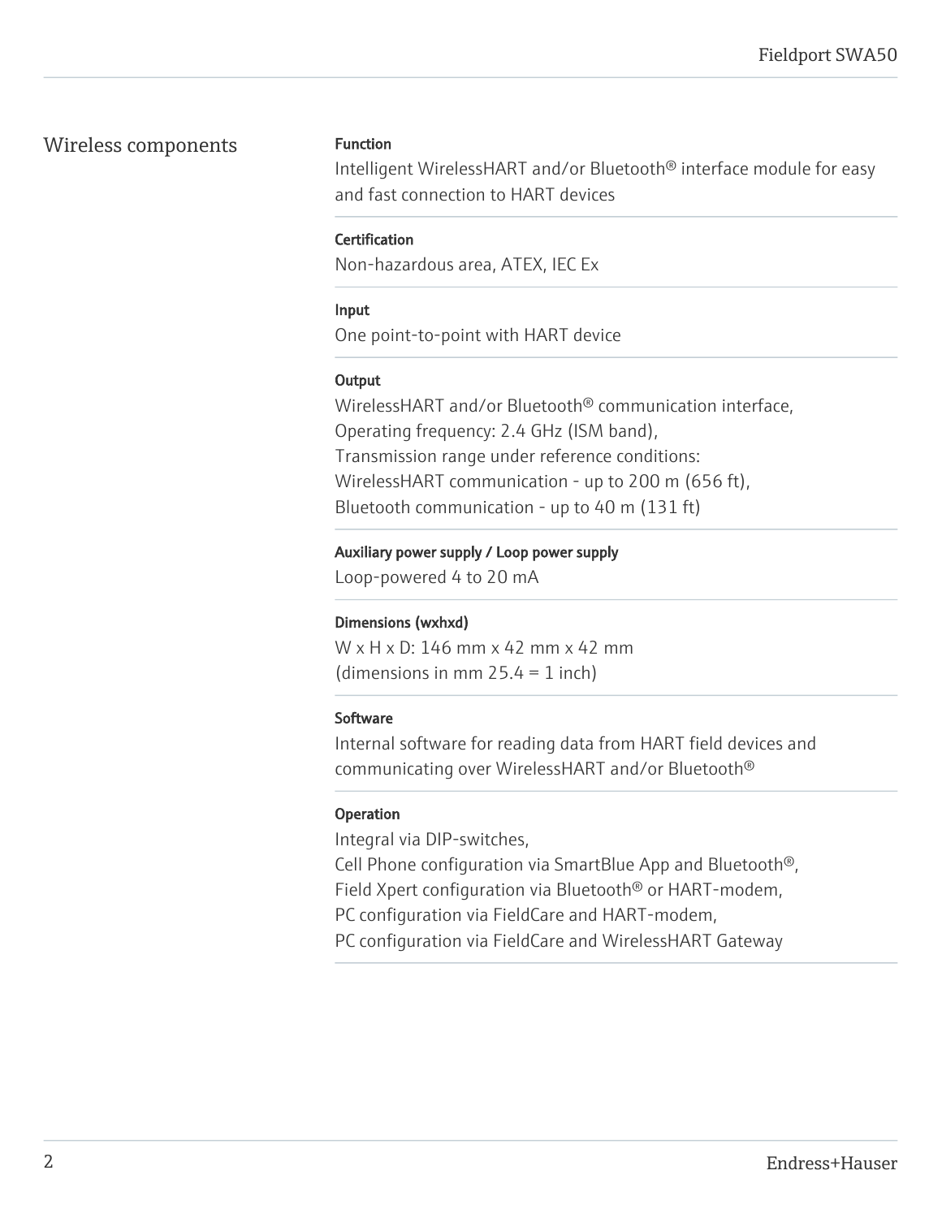## Wireless components

### Function

Intelligent WirelessHART and/or Bluetooth® interface module for easy and fast connection to HART devices

### Certification

Non-hazardous area, ATEX, IEC Ex

### Input

One point-to-point with HART device

### Output

WirelessHART and/or Bluetooth® communication interface,
Operating frequency: 2.4 GHz (ISM band),
Transmission range under reference conditions:
WirelessHART communication - up to 200 m (656 ft),
Bluetooth communication - up to 40 m (131 ft)

### Auxiliary power supply / Loop power supply

Loop-powered 4 to 20 mA

### Dimensions (wxhxd)

W x H x D: 146 mm x 42 mm x 42 mm
(dimensions in mm 25.4 = 1 inch)

### Software

Internal software for reading data from HART field devices and communicating over WirelessHART and/or Bluetooth®

### Operation

Integral via DIP-switches,
Cell Phone configuration via SmartBlue App and Bluetooth®,
Field Xpert configuration via Bluetooth® or HART-modem,
PC configuration via FieldCare and HART-modem,
PC configuration via FieldCare and WirelessHART Gateway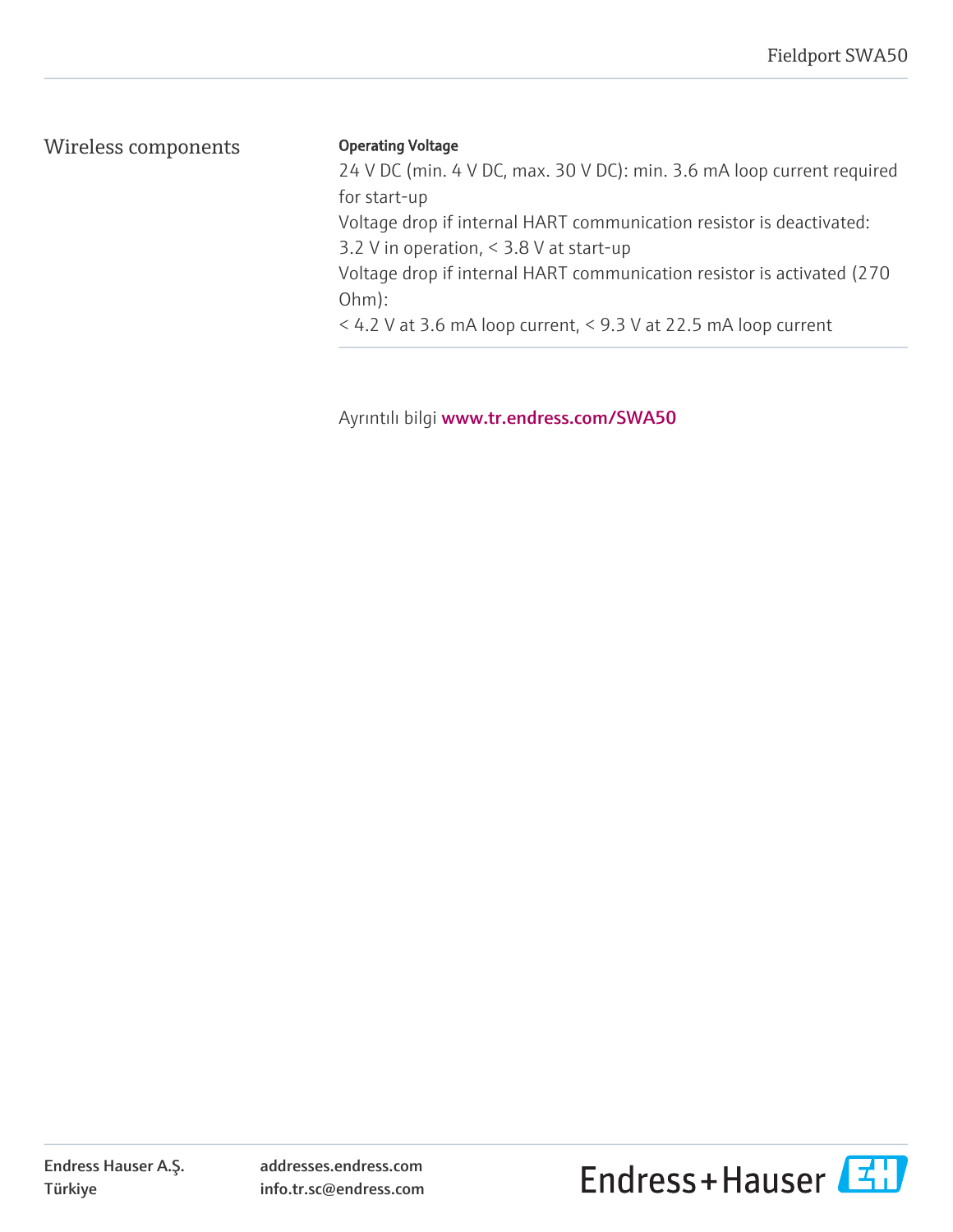## Wireless components

**Operating Voltage**

24 V DC (min. 4 V DC, max. 30 V DC): min. 3.6 mA loop current required for start-up
Voltage drop if internal HART communication resistor is deactivated:
3.2 V in operation, < 3.8 V at start-up
Voltage drop if internal HART communication resistor is activated (270 Ohm):
< 4.2 V at 3.6 mA loop current, < 9.3 V at 22.5 mA loop current

Ayrıntılı bilgi **www.tr.endress.com/SWA50**

Endress Hauser A.Ş.
Türkiye

addresses.endress.com
info.tr.sc@endress.com